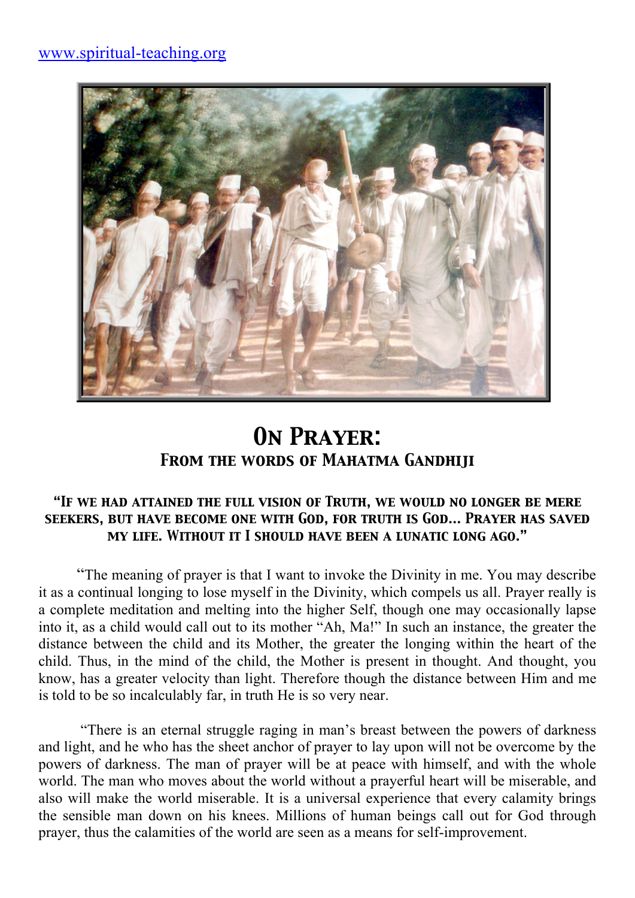www.spiritual-teaching.org

# On Prayer:
## From the words of Mahatma Gandhiji

**"If we had attained the full vision of Truth, we would no longer be mere seekers, but have become one with God, for truth is God... Prayer has saved my life. Without it I should have been a lunatic long ago."**

"The meaning of prayer is that I want to invoke the Divinity in me. You may describe it as a continual longing to lose myself in the Divinity, which compels us all. Prayer really is a complete meditation and melting into the higher Self, though one may occasionally lapse into it, as a child would call out to its mother "Ah, Ma!" In such an instance, the greater the distance between the child and its Mother, the greater the longing within the heart of the child. Thus, in the mind of the child, the Mother is present in thought. And thought, you know, has a greater velocity than light. Therefore though the distance between Him and me is told to be so incalculably far, in truth He is so very near.

"There is an eternal struggle raging in man's breast between the powers of darkness and light, and he who has the sheet anchor of prayer to lay upon will not be overcome by the powers of darkness. The man of prayer will be at peace with himself, and with the whole world. The man who moves about the world without a prayerful heart will be miserable, and also will make the world miserable. It is a universal experience that every calamity brings the sensible man down on his knees. Millions of human beings call out for God through prayer, thus the calamities of the world are seen as a means for self-improvement.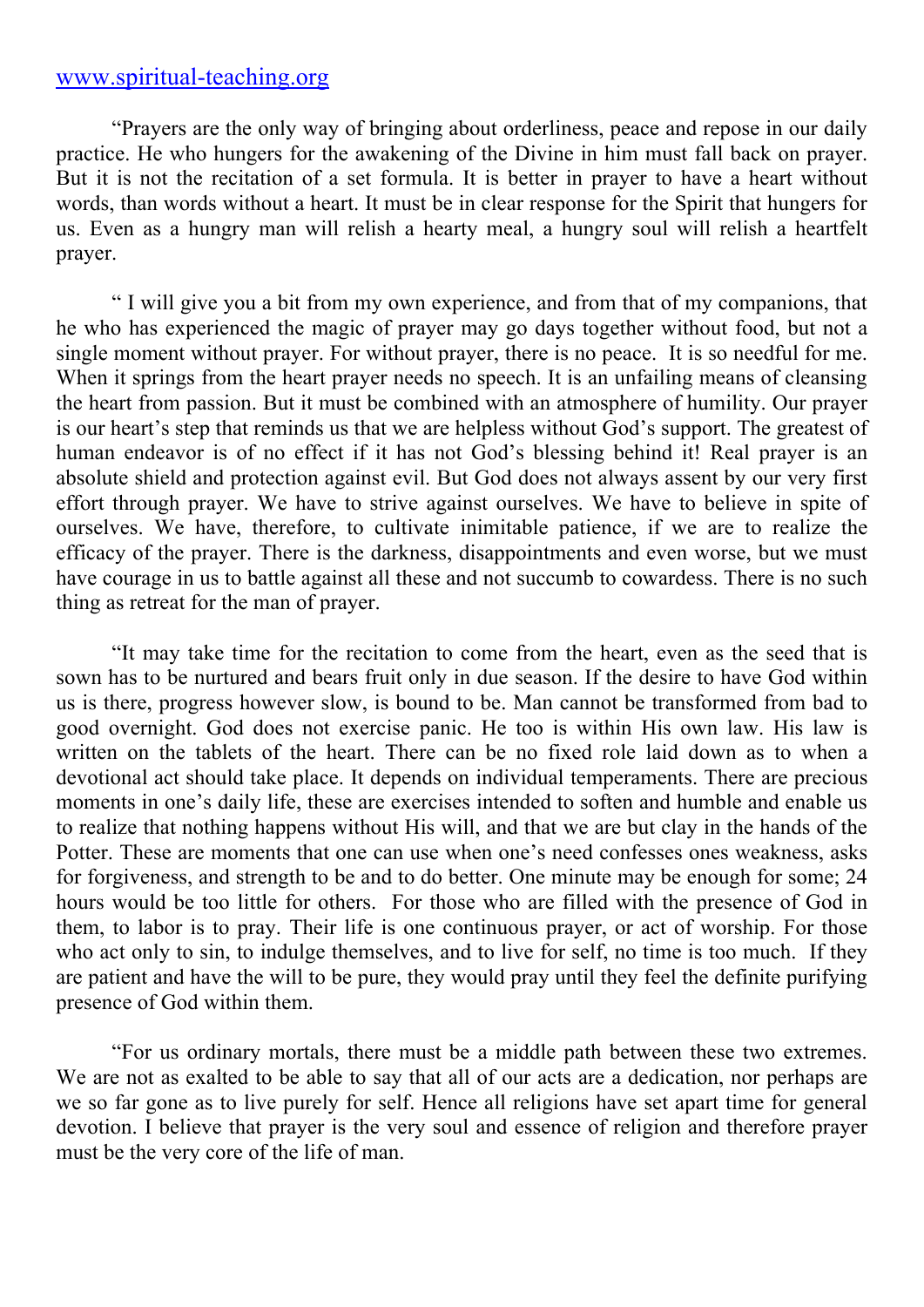“Prayers are the only way of bringing about orderliness, peace and repose in our daily practice. He who hungers for the awakening of the Divine in him must fall back on prayer. But it is not the recitation of a set formula. It is better in prayer to have a heart without words, than words without a heart. It must be in clear response for the Spirit that hungers for us. Even as a hungry man will relish a hearty meal, a hungry soul will relish a heartfelt prayer.

“ I will give you a bit from my own experience, and from that of my companions, that he who has experienced the magic of prayer may go days together without food, but not a single moment without prayer. For without prayer, there is no peace. It is so needful for me. When it springs from the heart prayer needs no speech. It is an unfailing means of cleansing the heart from passion. But it must be combined with an atmosphere of humility. Our prayer is our heart’s step that reminds us that we are helpless without God’s support. The greatest of human endeavor is of no effect if it has not God’s blessing behind it! Real prayer is an absolute shield and protection against evil. But God does not always assent by our very first effort through prayer. We have to strive against ourselves. We have to believe in spite of ourselves. We have, therefore, to cultivate inimitable patience, if we are to realize the efficacy of the prayer. There is the darkness, disappointments and even worse, but we must have courage in us to battle against all these and not succumb to cowardess. There is no such thing as retreat for the man of prayer.

“It may take time for the recitation to come from the heart, even as the seed that is sown has to be nurtured and bears fruit only in due season. If the desire to have God within us is there, progress however slow, is bound to be. Man cannot be transformed from bad to good overnight. God does not exercise panic. He too is within His own law. His law is written on the tablets of the heart. There can be no fixed role laid down as to when a devotional act should take place. It depends on individual temperaments. There are precious moments in one’s daily life, these are exercises intended to soften and humble and enable us to realize that nothing happens without His will, and that we are but clay in the hands of the Potter. These are moments that one can use when one’s need confesses ones weakness, asks for forgiveness, and strength to be and to do better. One minute may be enough for some; 24 hours would be too little for others. For those who are filled with the presence of God in them, to labor is to pray. Their life is one continuous prayer, or act of worship. For those who act only to sin, to indulge themselves, and to live for self, no time is too much. If they are patient and have the will to be pure, they would pray until they feel the definite purifying presence of God within them.

“For us ordinary mortals, there must be a middle path between these two extremes. We are not as exalted to be able to say that all of our acts are a dedication, nor perhaps are we so far gone as to live purely for self. Hence all religions have set apart time for general devotion. I believe that prayer is the very soul and essence of religion and therefore prayer must be the very core of the life of man.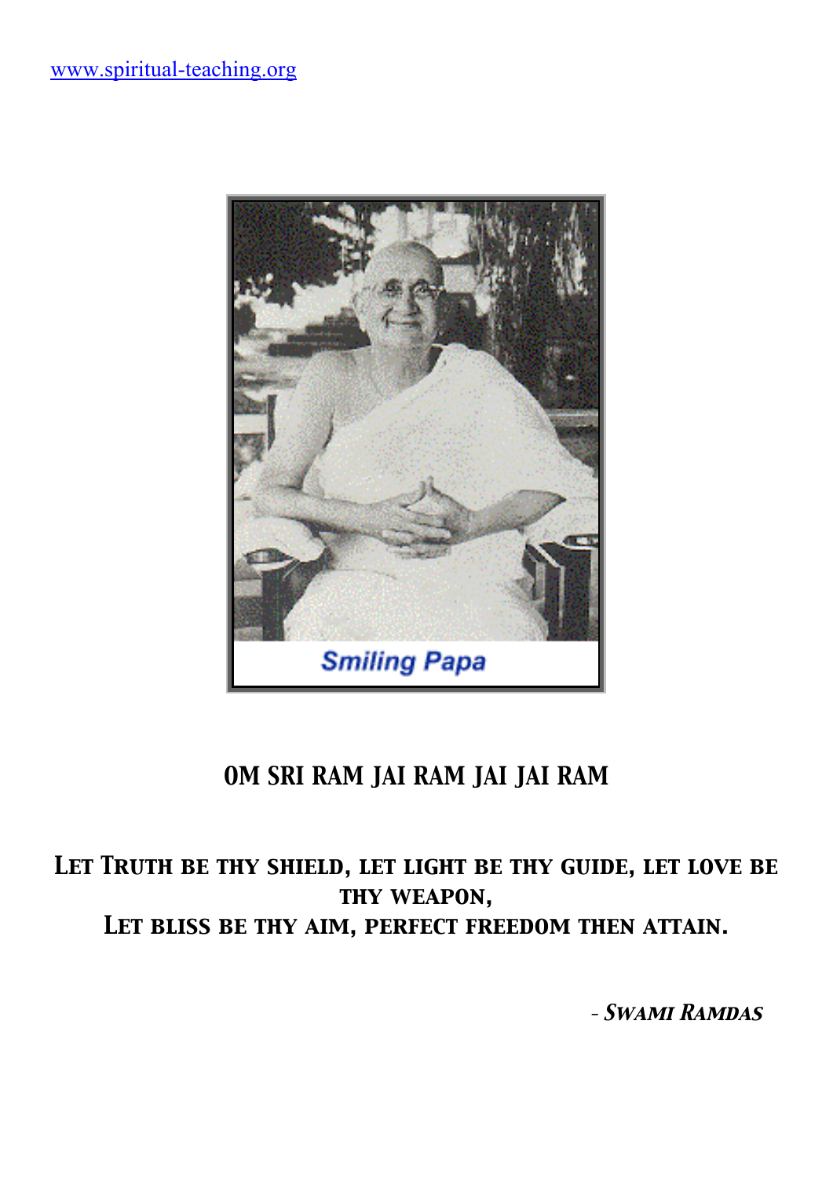www.spiritual-teaching.org

Smiling Papa

**OM SRI RAM JAI RAM JAI JAI RAM**

**LET TRUTH BE THY SHIELD, LET LIGHT BE THY GUIDE, LET LOVE BE THY WEAPON,**
**LET BLISS BE THY AIM, PERFECT FREEDOM THEN ATTAIN.**

- ***SWAMI RAMDAS***